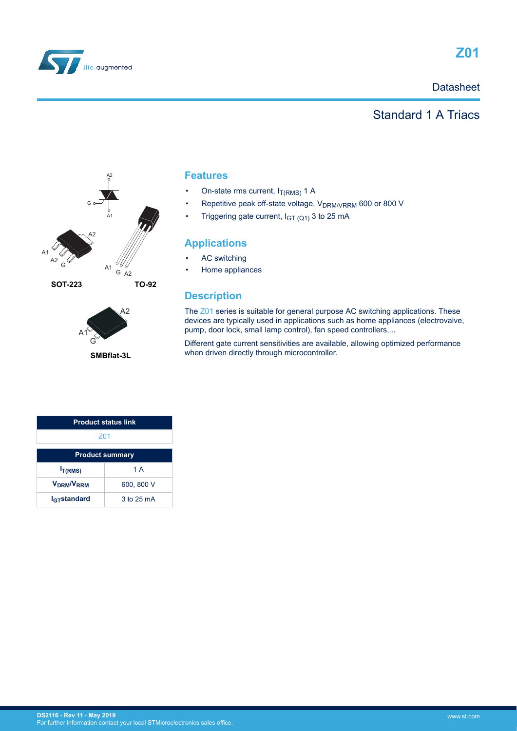# Z01

Datasheet

## Standard 1 A Triacs

SOT-223

TO-92

SMBflat-3L

## Features

- On-state rms current, $I_{T(RMS)}$ 1 A
- Repetitive peak off-state voltage, $V_{DRM/VRRM}$ 600 or 800 V
- Triggering gate current, $I_{GT\ (Q1)}$ 3 to 25 mA

## Applications

- AC switching
- Home appliances

## Description

The Z01 series is suitable for general purpose AC switching applications. These devices are typically used in applications such as home appliances (electrovalve, pump, door lock, small lamp control), fan speed controllers,...

Different gate current sensitivities are available, allowing optimized performance when driven directly through microcontroller.

| Product status link |
| --- |
| Z01 |

| Product summary | |
| --- | --- |
| $I_{T(RMS)}$ | 1 A |
| $V_{DRM}/V_{RRM}$ | 600, 800 V |
| $I_{GT}$standard | 3 to 25 mA |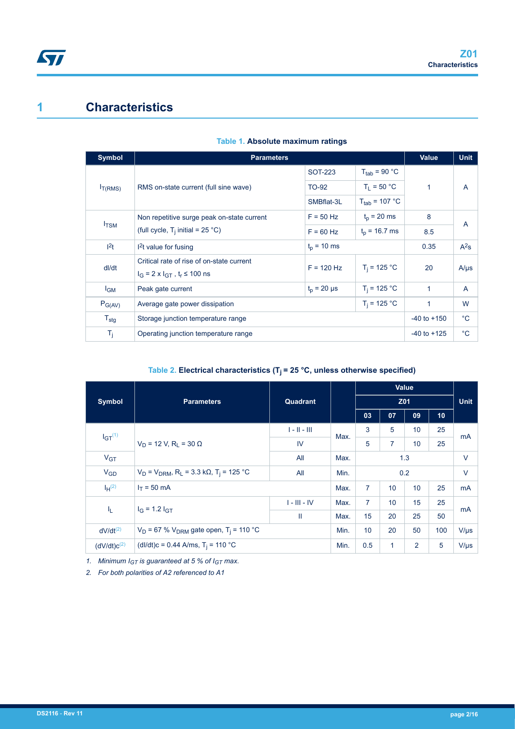# 1 Characteristics

**Table 1. Absolute maximum ratings**

| Symbol | Parameters | | | Value | Unit |
|---|---|---|---|---|---|
| $I_{T(RMS)}$ | RMS on-state current (full sine wave) | SOT-223 | $T_{tab}$ = 90 °C | 1 | A |
| | | TO-92 | $T_L$ = 50 °C | | |
| | | SMBflat-3L | $T_{tab}$ = 107 °C | | |
| $I_{TSM}$ | Non repetitive surge peak on-state current (full cycle, $T_j$ initial = 25 °C) | F = 50 Hz | $t_p$ = 20 ms | 8 | A |
| | | F = 60 Hz | $t_p$ = 16.7 ms | 8.5 | |
| $I^2t$ | $I^2t$ value for fusing | $t_p$ = 10 ms | | 0.35 | $A^2s$ |
| dI/dt | Critical rate of rise of on-state current $I_G$ = 2 x $I_{GT}$ , $t_r$ ≤ 100 ns | F = 120 Hz | $T_j$ = 125 °C | 20 | A/µs |
| $I_{GM}$ | Peak gate current | $t_p$ = 20 µs | $T_j$ = 125 °C | 1 | A |
| $P_{G(AV)}$ | Average gate power dissipation | | $T_j$ = 125 °C | 1 | W |
| $T_{stg}$ | Storage junction temperature range | | | -40 to +150 | °C |
| $T_j$ | Operating junction temperature range | | | -40 to +125 | °C |

**Table 2. Electrical characteristics ($T_j$ = 25 °C, unless otherwise specified)**

| Symbol | Parameters | Quadrant | | Value | | | | Unit |
|---|---|---|---|---|---|---|---|---|
| | | | | Z01 | | | | |
| | | | | 03 | 07 | 09 | 10 | |
| $I_{GT}$ [(1)] | $V_D$ = 12 V, $R_L$ = 30 Ω | I - II - III | Max. | 3 | 5 | 10 | 25 | mA |
| | | IV | | 5 | 7 | 10 | 25 | |
| $V_{GT}$ | | All | Max. | 1.3 | | | | V |
| $V_{GD}$ | $V_D$ = $V_{DRM}$, $R_L$ = 3.3 kΩ, $T_j$ = 125 °C | All | Min. | 0.2 | | | | V |
| $I_H$ [(2)] | $I_T$ = 50 mA | | Max. | 7 | 10 | 10 | 25 | mA |
| $I_L$ | $I_G$ = 1.2 $I_{GT}$ | I - III - IV | Max. | 7 | 10 | 15 | 25 | mA |
| | | II | Max. | 15 | 20 | 25 | 50 | |
| dV/dt [(2)] | $V_D$ = 67 % $V_{DRM}$ gate open, $T_j$ = 110 °C | | Min. | 10 | 20 | 50 | 100 | V/µs |
| (dV/dt)c [(2)] | (dI/dt)c = 0.44 A/ms, $T_j$ = 110 °C | | Min. | 0.5 | 1 | 2 | 5 | V/µs |

1. *Minimum $I_{GT}$ is guaranteed at 5 % of $I_{GT}$ max.*
2. *For both polarities of A2 referenced to A1*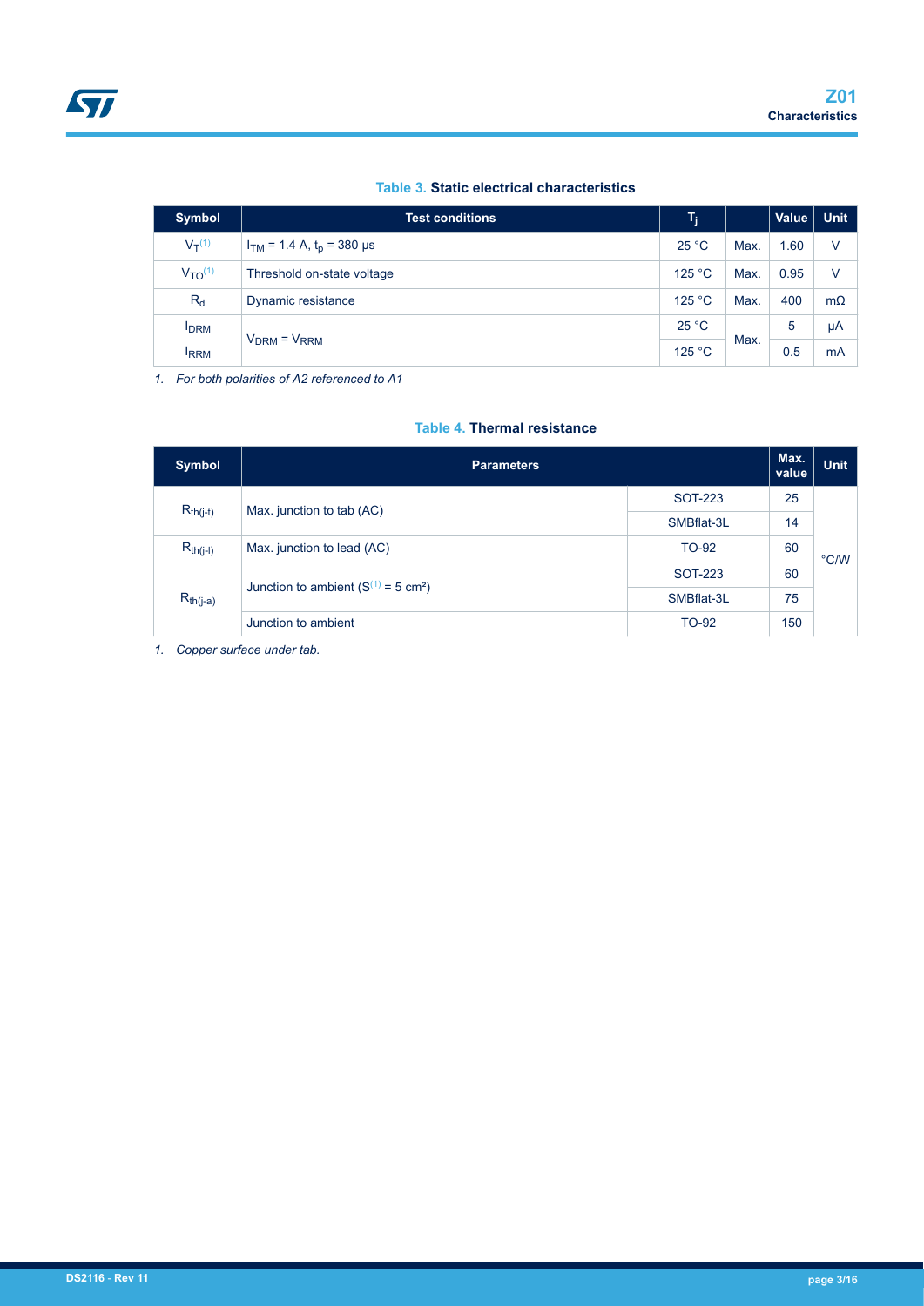**Table 3. Static electrical characteristics**

| Symbol | Test conditions | $T_j$ | | Value | Unit |
|---|---|---|---|---|---|
| $V_T$[1] | $I_{TM}$ = 1.4 A, $t_p$ = 380 µs | 25 °C | Max. | 1.60 | V |
| $V_{TO}$[1] | Threshold on-state voltage | 125 °C | Max. | 0.95 | V |
| $R_d$ | Dynamic resistance | 125 °C | Max. | 400 | mΩ |
| $I_{DRM}$ | $V_{DRM}$ = $V_{RRM}$ | 25 °C | Max. | 5 | µA |
| $I_{RRM}$ | | 125 °C | | 0.5 | mA |

1. *For both polarities of A2 referenced to A1*

**Table 4. Thermal resistance**

| Symbol | Parameters | | Max. value | Unit |
|---|---|---|---|---|
| $R_{th(j-t)}$ | Max. junction to tab (AC) | SOT-223 | 25 | °C/W |
| | | SMBflat-3L | 14 | |
| $R_{th(j-l)}$ | Max. junction to lead (AC) | TO-92 | 60 | |
| $R_{th(j-a)}$ | Junction to ambient (S[1] = 5 cm²) | SOT-223 | 60 | |
| | | SMBflat-3L | 75 | |
| | Junction to ambient | TO-92 | 150 | |

1. *Copper surface under tab.*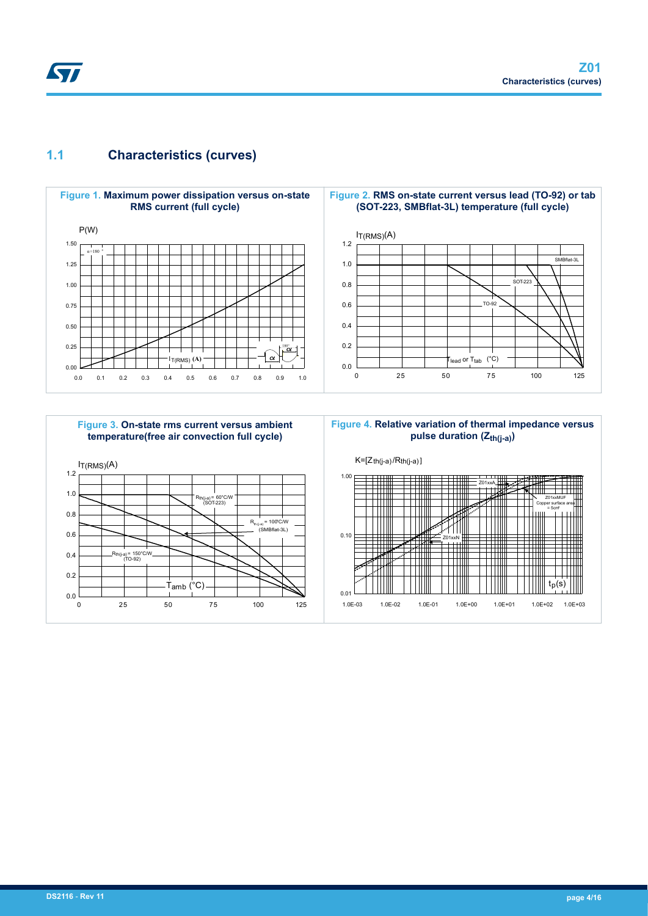## 1.1 Characteristics (curves)

**Figure 1.** Maximum power dissipation versus on-state RMS current (full cycle)

**Figure 2.** RMS on-state current versus lead (TO-92) or tab (SOT-223, SMBflat-3L) temperature (full cycle)

**Figure 3.** On-state rms current versus ambient temperature(free air convection full cycle)

**Figure 4.** Relative variation of thermal impedance versus pulse duration ($Z_{th(j-a)}$)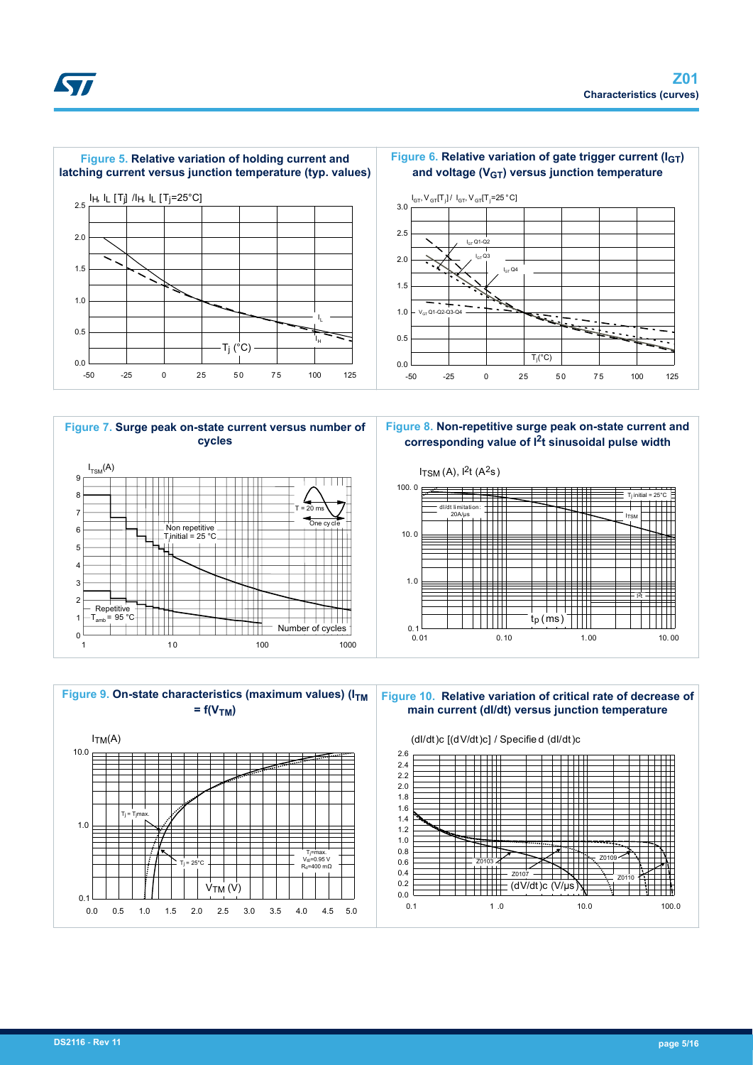**Figure 5. Relative variation of holding current and latching current versus junction temperature (typ. values)**

**Figure 6. Relative variation of gate trigger current ($I_{GT}$) and voltage ($V_{GT}$) versus junction temperature**

**Figure 7. Surge peak on-state current versus number of cycles**

**Figure 8. Non-repetitive surge peak on-state current and corresponding value of $I^2t$ sinusoidal pulse width**

**Figure 9. On-state characteristics (maximum values) ($I_{TM} = f(V_{TM})$)**

**Figure 10. Relative variation of critical rate of decrease of main current (dI/dt) versus junction temperature**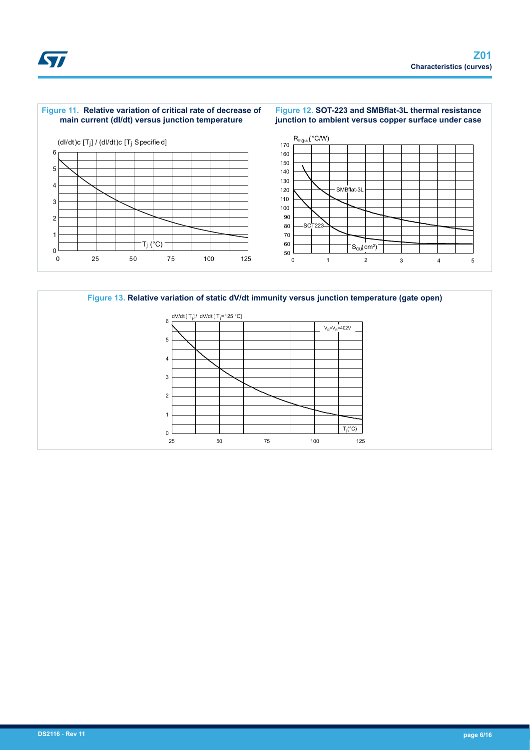**Figure 11. Relative variation of critical rate of decrease of main current (dI/dt) versus junction temperature**

**Figure 12. SOT-223 and SMBflat-3L thermal resistance junction to ambient versus copper surface under case**

**Figure 13. Relative variation of static dV/dt immunity versus junction temperature (gate open)**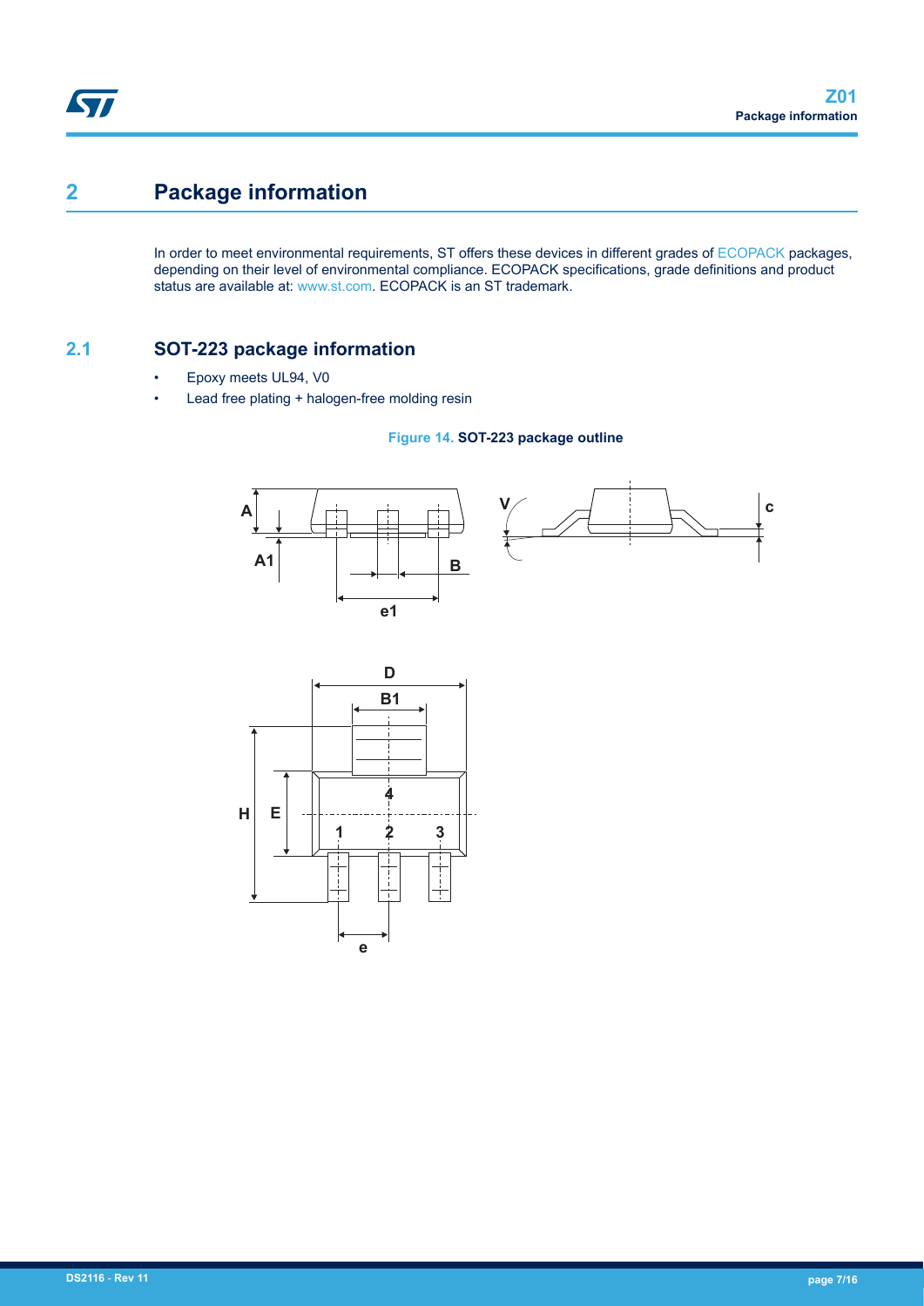# 2 Package information

In order to meet environmental requirements, ST offers these devices in different grades of ECOPACK packages, depending on their level of environmental compliance. ECOPACK specifications, grade definitions and product status are available at: www.st.com. ECOPACK is an ST trademark.

## 2.1 SOT-223 package information

- Epoxy meets UL94, V0
- Lead free plating + halogen-free molding resin

**Figure 14. SOT-223 package outline**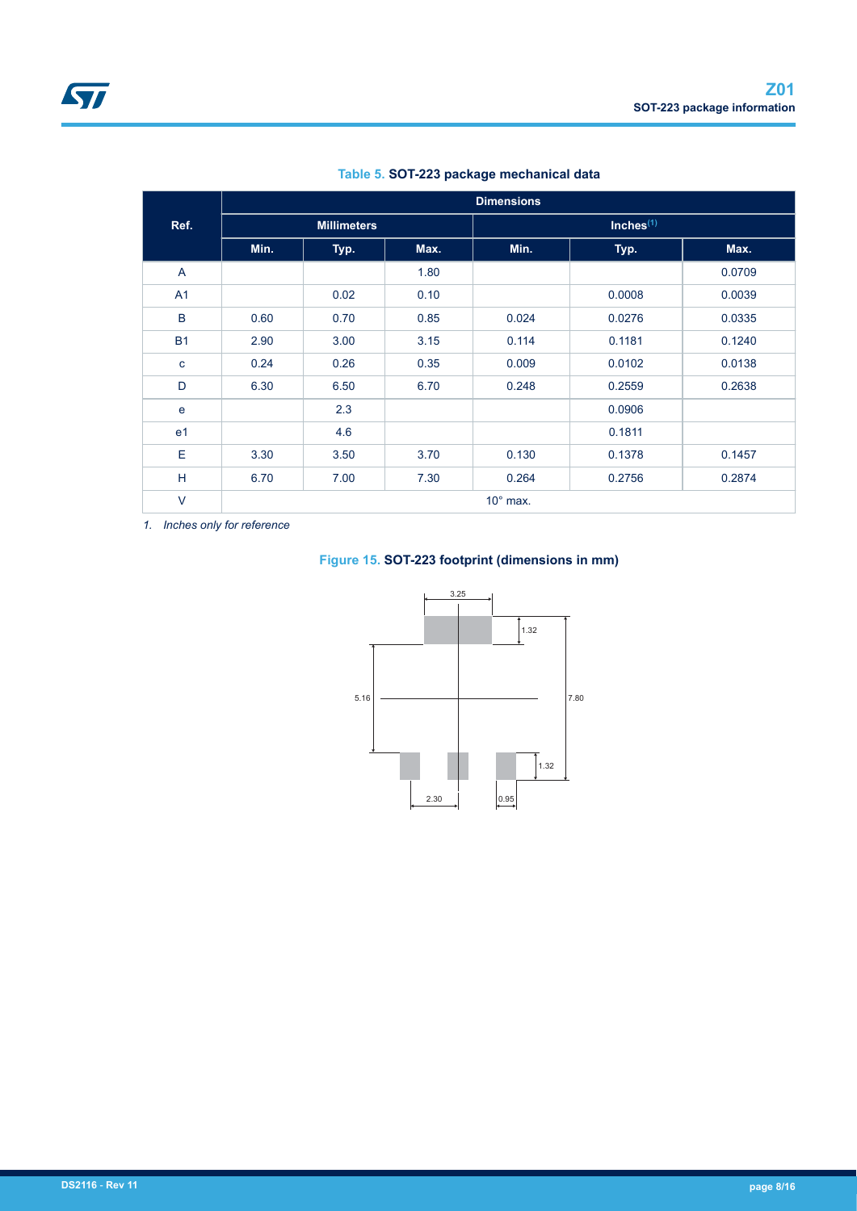**Table 5. SOT-223 package mechanical data**

| Ref. | Dimensions | | | | | |
|---|---|---|---|---|---|---|
| | Millimeters | | | Inches[(1)] | | |
| | Min. | Typ. | Max. | Min. | Typ. | Max. |
| A | | | 1.80 | | | 0.0709 |
| A1 | | 0.02 | 0.10 | | 0.0008 | 0.0039 |
| B | 0.60 | 0.70 | 0.85 | 0.024 | 0.0276 | 0.0335 |
| B1 | 2.90 | 3.00 | 3.15 | 0.114 | 0.1181 | 0.1240 |
| c | 0.24 | 0.26 | 0.35 | 0.009 | 0.0102 | 0.0138 |
| D | 6.30 | 6.50 | 6.70 | 0.248 | 0.2559 | 0.2638 |
| e | | 2.3 | | | 0.0906 | |
| e1 | | 4.6 | | | 0.1811 | |
| E | 3.30 | 3.50 | 3.70 | 0.130 | 0.1378 | 0.1457 |
| H | 6.70 | 7.00 | 7.30 | 0.264 | 0.2756 | 0.2874 |
| V | 10° max. | | | | | |

*1. Inches only for reference*

**Figure 15. SOT-223 footprint (dimensions in mm)**

3.25

1.32

5.16

7.80

1.32

2.30

0.95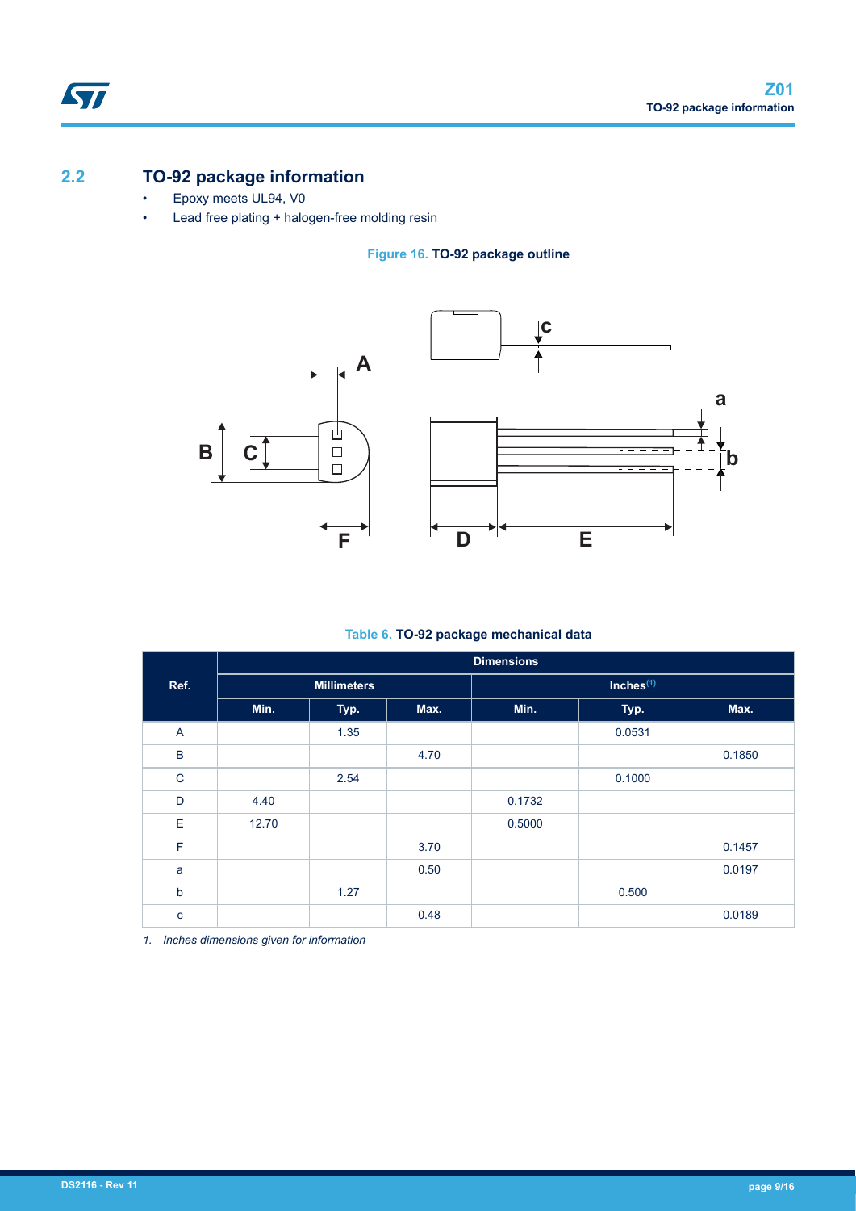## 2.2 TO-92 package information

- Epoxy meets UL94, V0
- Lead free plating + halogen-free molding resin

**Figure 16. TO-92 package outline**

**Table 6. TO-92 package mechanical data**

| Ref. | Dimensions | | | | | |
|---|---|---|---|---|---|---|
| | Millimeters | | | Inches(1) | | |
| | Min. | Typ. | Max. | Min. | Typ. | Max. |
| A | | 1.35 | | | 0.0531 | |
| B | | | 4.70 | | | 0.1850 |
| C | | 2.54 | | | 0.1000 | |
| D | 4.40 | | | 0.1732 | | |
| E | 12.70 | | | 0.5000 | | |
| F | | | 3.70 | | | 0.1457 |
| a | | | 0.50 | | | 0.0197 |
| b | | 1.27 | | | 0.500 | |
| c | | | 0.48 | | | 0.0189 |

1. *Inches dimensions given for information*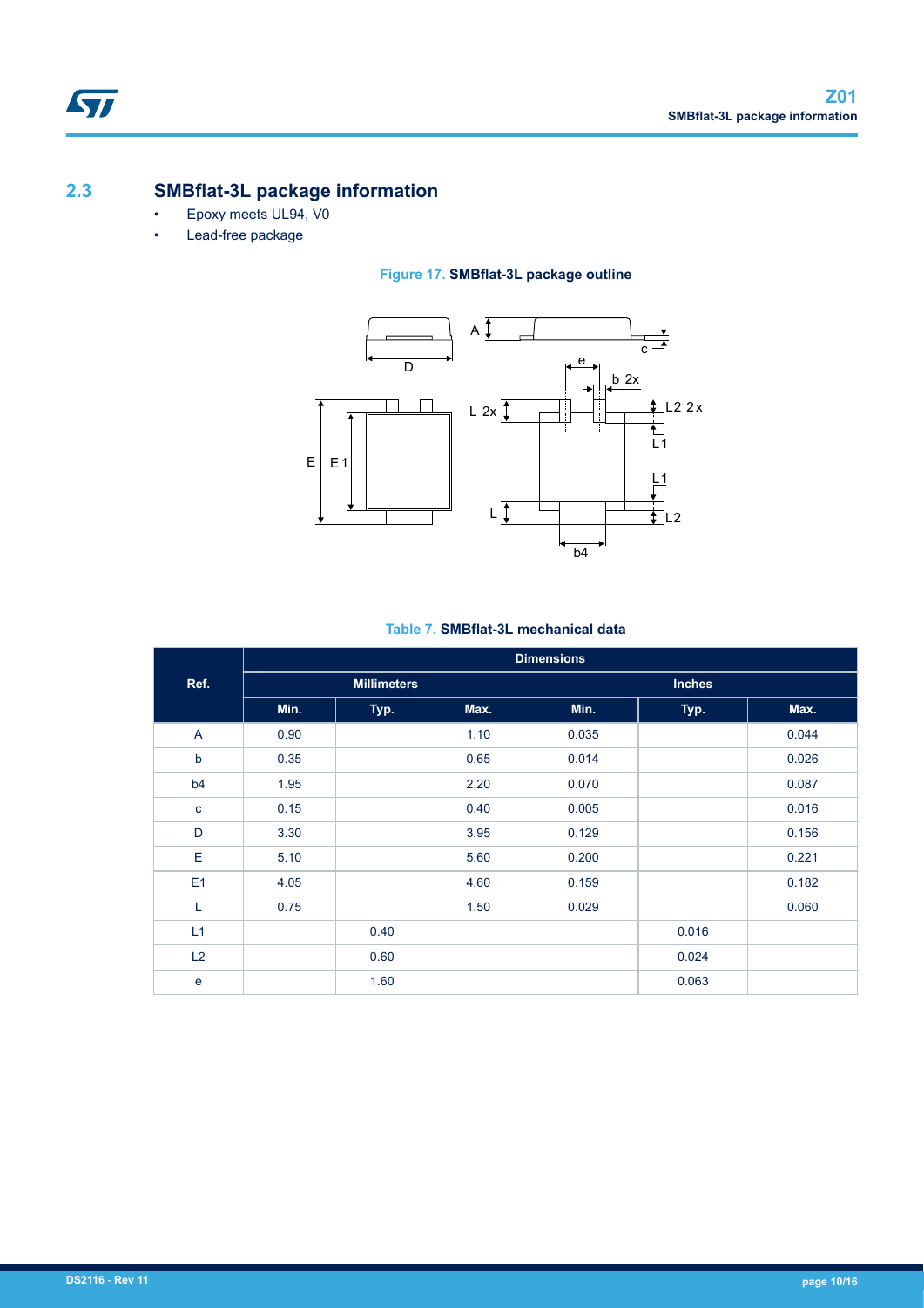## 2.3 SMBflat-3L package information

- Epoxy meets UL94, V0
- Lead-free package

**Figure 17. SMBflat-3L package outline**

**Table 7. SMBflat-3L mechanical data**

| Ref. | Dimensions | | | | | |
|---|---|---|---|---|---|---|
| | Millimeters | | | Inches | | |
| | Min. | Typ. | Max. | Min. | Typ. | Max. |
| A | 0.90 | | 1.10 | 0.035 | | 0.044 |
| b | 0.35 | | 0.65 | 0.014 | | 0.026 |
| b4 | 1.95 | | 2.20 | 0.070 | | 0.087 |
| c | 0.15 | | 0.40 | 0.005 | | 0.016 |
| D | 3.30 | | 3.95 | 0.129 | | 0.156 |
| E | 5.10 | | 5.60 | 0.200 | | 0.221 |
| E1 | 4.05 | | 4.60 | 0.159 | | 0.182 |
| L | 0.75 | | 1.50 | 0.029 | | 0.060 |
| L1 | | 0.40 | | | 0.016 | |
| L2 | | 0.60 | | | 0.024 | |
| e | | 1.60 | | | 0.063 | |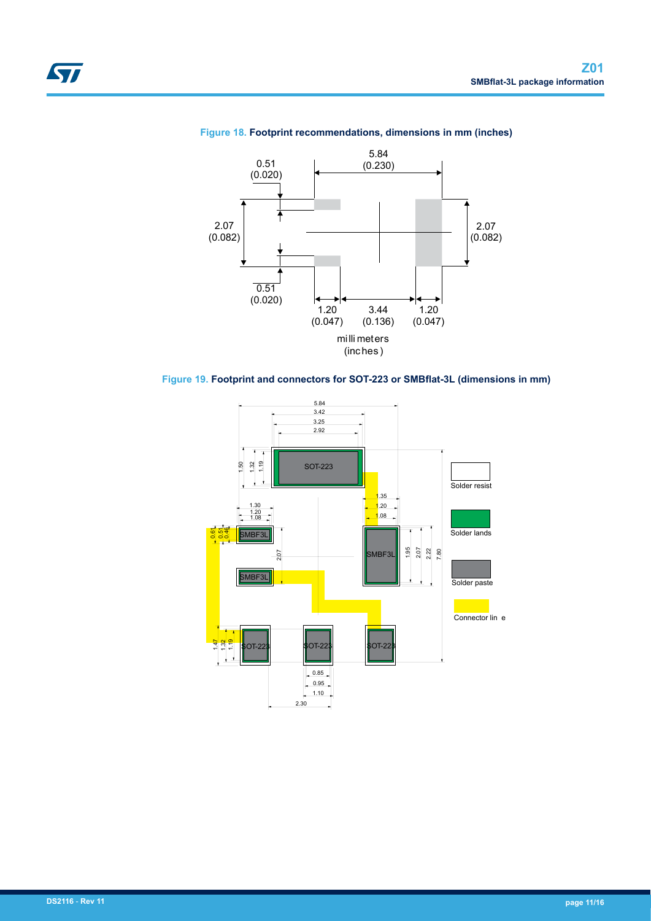**Figure 18. Footprint recommendations, dimensions in mm (inches)**

**Figure 19. Footprint and connectors for SOT-223 or SMBflat-3L (dimensions in mm)**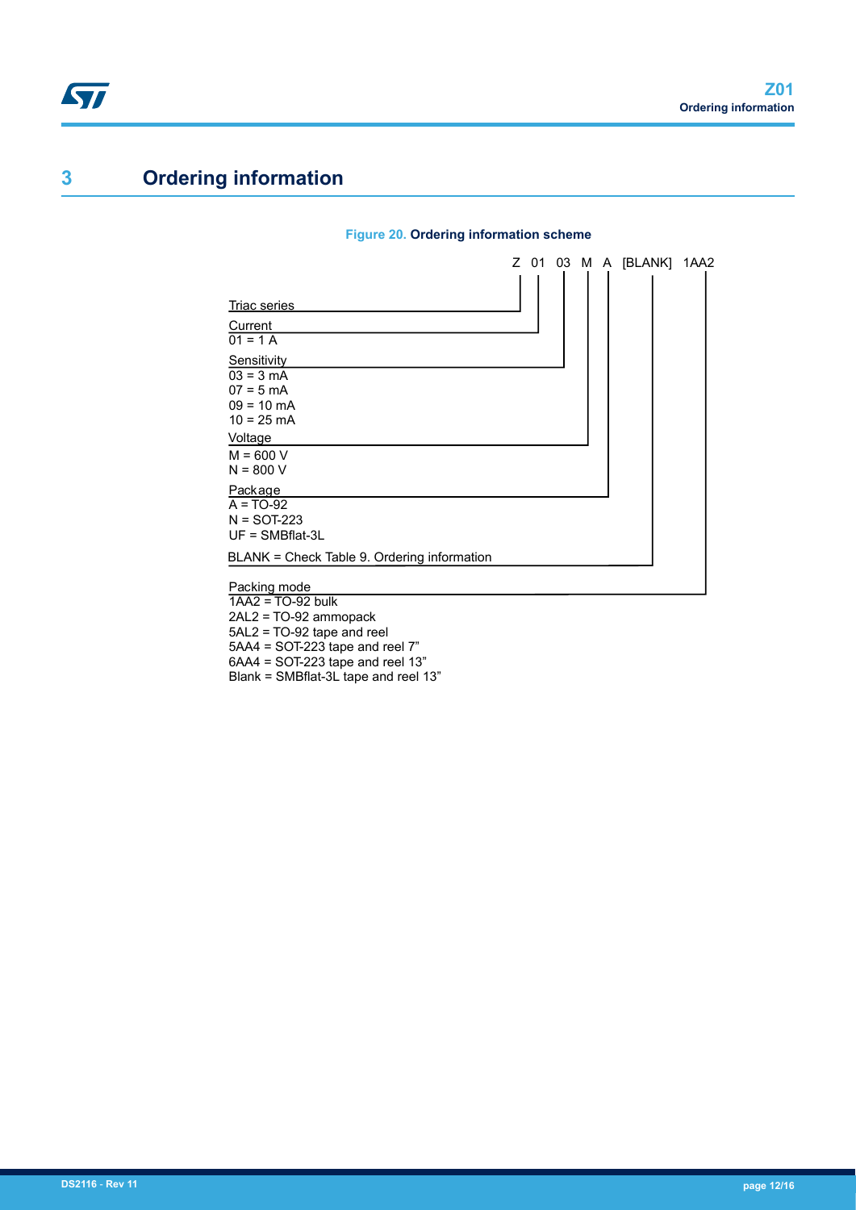# 3 Ordering information

**Figure 20. Ordering information scheme**

Z 01 03 M A [BLANK] 1AA2

Triac series

Current
01 = 1 A

Sensitivity
03 = 3 mA
07 = 5 mA
09 = 10 mA
10 = 25 mA

Voltage
M = 600 V
N = 800 V

Package
A = TO-92
N = SOT-223
UF = SMBflat-3L

BLANK = Check Table 9. Ordering information

Packing mode
1AA2 = TO-92 bulk
2AL2 = TO-92 ammopack
5AL2 = TO-92 tape and reel
5AA4 = SOT-223 tape and reel 7”
6AA4 = SOT-223 tape and reel 13”
Blank = SMBflat-3L tape and reel 13”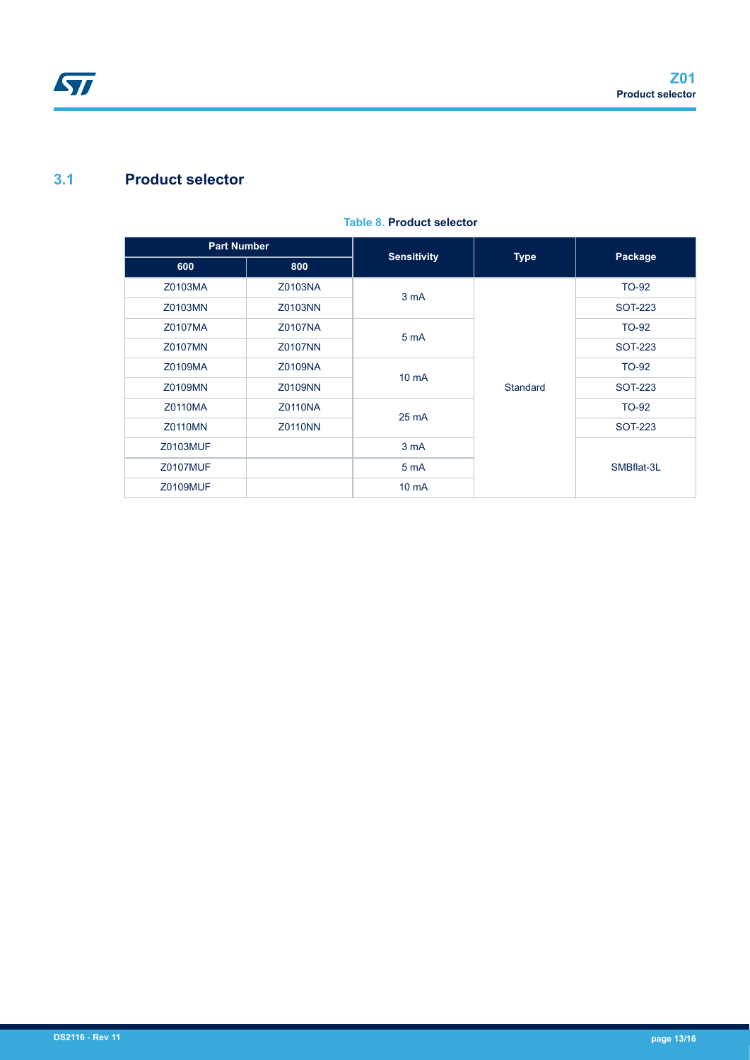## 3.1 Product selector

**Table 8. Product selector**

| Part Number | | Sensitivity | Type | Package |
|---|---|---|---|---|
| 600 | 800 | | | |
| Z0103MA | Z0103NA | 3 mA | Standard | TO-92 |
| Z0103MN | Z0103NN | | | SOT-223 |
| Z0107MA | Z0107NA | 5 mA | | TO-92 |
| Z0107MN | Z0107NN | | | SOT-223 |
| Z0109MA | Z0109NA | 10 mA | | TO-92 |
| Z0109MN | Z0109NN | | | SOT-223 |
| Z0110MA | Z0110NA | 25 mA | | TO-92 |
| Z0110MN | Z0110NN | | | SOT-223 |
| Z0103MUF | | 3 mA | | SMBflat-3L |
| Z0107MUF | | 5 mA | | |
| Z0109MUF | | 10 mA | | |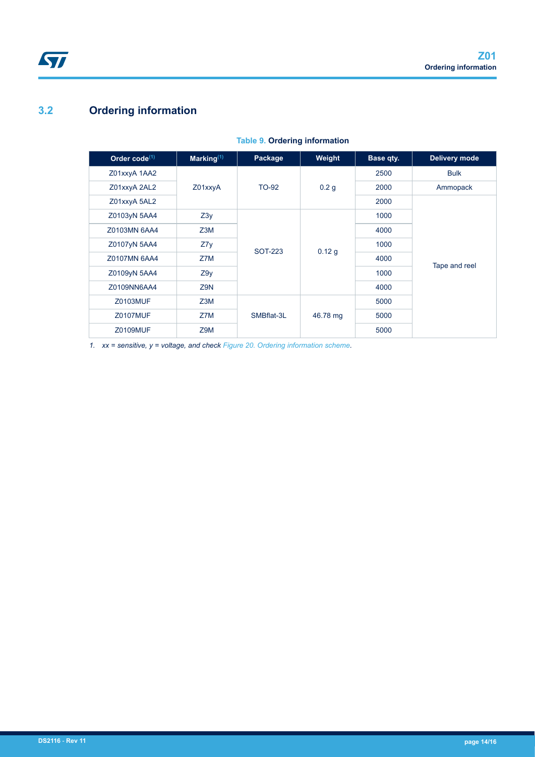## 3.2 Ordering information

**Table 9. Ordering information**

| Order code[(1)] | Marking[(1)] | Package | Weight | Base qty. | Delivery mode |
|---|---|---|---|---|---|
| Z01xxyA 1AA2 | Z01xxyA | TO-92 | 0.2 g | 2500 | Bulk |
| Z01xxyA 2AL2 | | | | 2000 | Ammopack |
| Z01xxyA 5AL2 | | | | 2000 | Tape and reel |
| Z0103yN 5AA4 | Z3y | SOT-223 | 0.12 g | 1000 | |
| Z0103MN 6AA4 | Z3M | | | 4000 | |
| Z0107yN 5AA4 | Z7y | | | 1000 | |
| Z0107MN 6AA4 | Z7M | | | 4000 | |
| Z0109yN 5AA4 | Z9y | | | 1000 | |
| Z0109NN6AA4 | Z9N | | | 4000 | |
| Z0103MUF | Z3M | SMBflat-3L | 46.78 mg | 5000 | |
| Z0107MUF | Z7M | | | 5000 | |
| Z0109MUF | Z9M | | | 5000 | |

1. *xx = sensitive, y = voltage, and check Figure 20. Ordering information scheme.*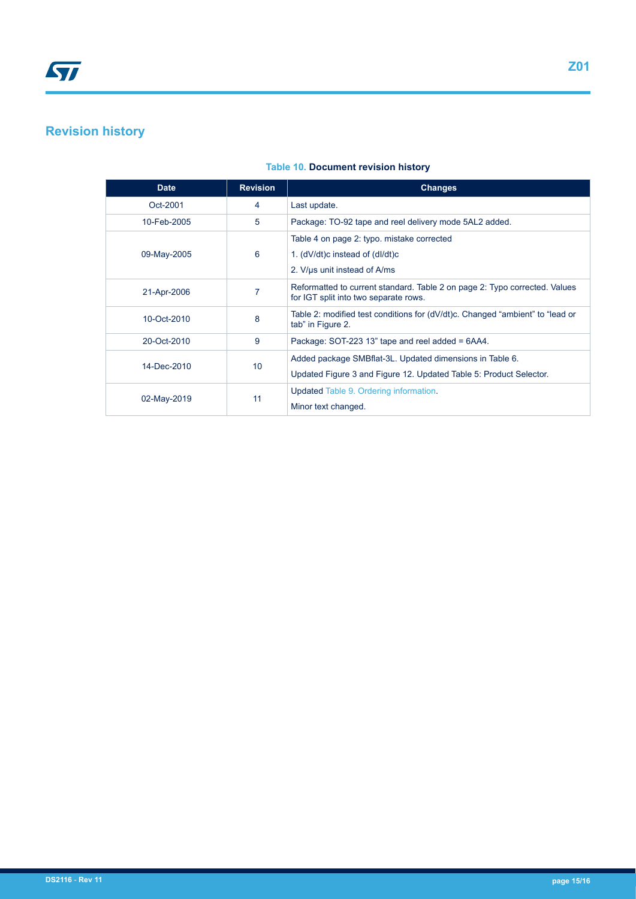# Revision history

**Table 10. Document revision history**

| Date | Revision | Changes |
|---|---|---|
| Oct-2001 | 4 | Last update. |
| 10-Feb-2005 | 5 | Package: TO-92 tape and reel delivery mode 5AL2 added. |
| 09-May-2005 | 6 | Table 4 on page 2: typo. mistake corrected<br>1. (dV/dt)c instead of (dI/dt)c<br>2. V/µs unit instead of A/ms |
| 21-Apr-2006 | 7 | Reformatted to current standard. Table 2 on page 2: Typo corrected. Values for IGT split into two separate rows. |
| 10-Oct-2010 | 8 | Table 2: modified test conditions for (dV/dt)c. Changed “ambient” to “lead or tab” in Figure 2. |
| 20-Oct-2010 | 9 | Package: SOT-223 13” tape and reel added = 6AA4. |
| 14-Dec-2010 | 10 | Added package SMBflat-3L. Updated dimensions in Table 6.<br>Updated Figure 3 and Figure 12. Updated Table 5: Product Selector. |
| 02-May-2019 | 11 | Updated Table 9. Ordering information.<br>Minor text changed. |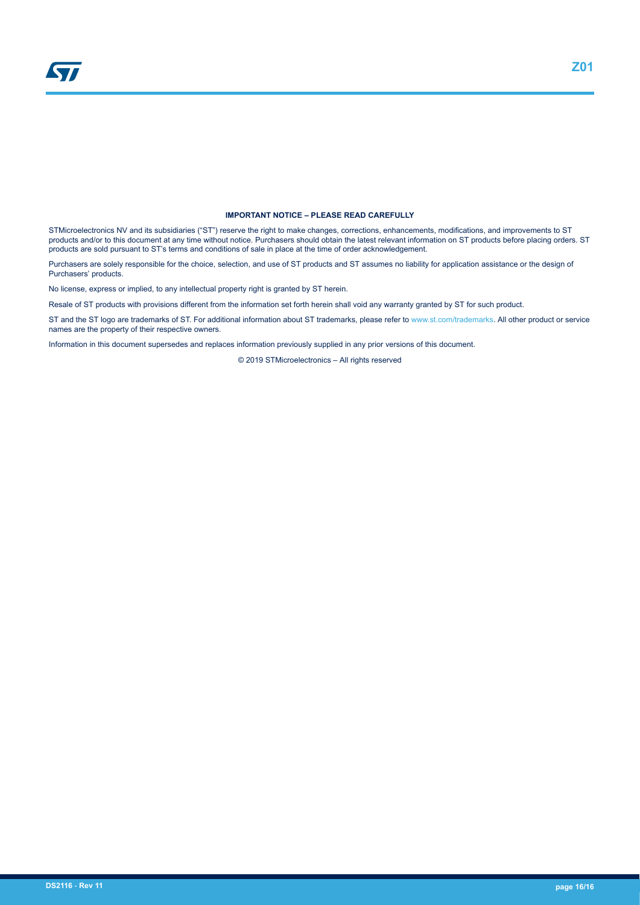**IMPORTANT NOTICE – PLEASE READ CAREFULLY**

STMicroelectronics NV and its subsidiaries ("ST") reserve the right to make changes, corrections, enhancements, modifications, and improvements to ST products and/or to this document at any time without notice. Purchasers should obtain the latest relevant information on ST products before placing orders. ST products are sold pursuant to ST's terms and conditions of sale in place at the time of order acknowledgement.

Purchasers are solely responsible for the choice, selection, and use of ST products and ST assumes no liability for application assistance or the design of Purchasers' products.

No license, express or implied, to any intellectual property right is granted by ST herein.

Resale of ST products with provisions different from the information set forth herein shall void any warranty granted by ST for such product.

ST and the ST logo are trademarks of ST. For additional information about ST trademarks, please refer to www.st.com/trademarks. All other product or service names are the property of their respective owners.

Information in this document supersedes and replaces information previously supplied in any prior versions of this document.

© 2019 STMicroelectronics – All rights reserved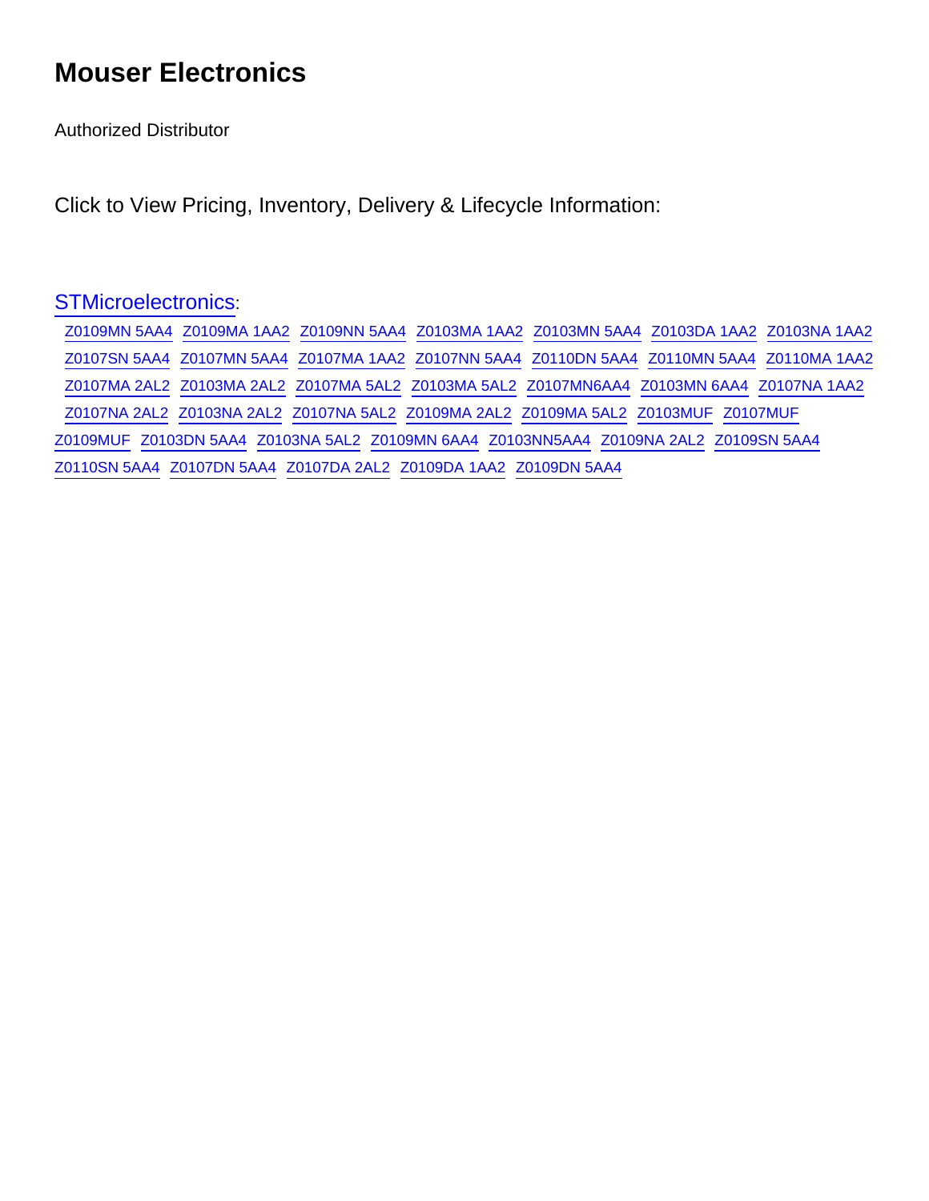# Mouser Electronics

Authorized Distributor

Click to View Pricing, Inventory, Delivery & Lifecycle Information:

STMicroelectronics:

Z0109MN 5AA4  Z0109MA 1AA2  Z0109NN 5AA4  Z0103MA 1AA2  Z0103MN 5AA4  Z0103DA 1AA2  Z0103NA 1AA2  Z0107SN 5AA4  Z0107MN 5AA4  Z0107MA 1AA2  Z0107NN 5AA4  Z0110DN 5AA4  Z0110MN 5AA4  Z0110MA 1AA2  Z0107MA 2AL2  Z0103MA 2AL2  Z0107MA 5AL2  Z0103MA 5AL2  Z0107MN6AA4  Z0103MN 6AA4  Z0107NA 1AA2  Z0107NA 2AL2  Z0103NA 2AL2  Z0107NA 5AL2  Z0109MA 2AL2  Z0109MA 5AL2  Z0103MUF  Z0107MUF  Z0109MUF  Z0103DN 5AA4  Z0103NA 5AL2  Z0109MN 6AA4  Z0103NN5AA4  Z0109NA 2AL2  Z0109SN 5AA4  Z0110SN 5AA4  Z0107DN 5AA4  Z0107DA 2AL2  Z0109DA 1AA2  Z0109DN 5AA4